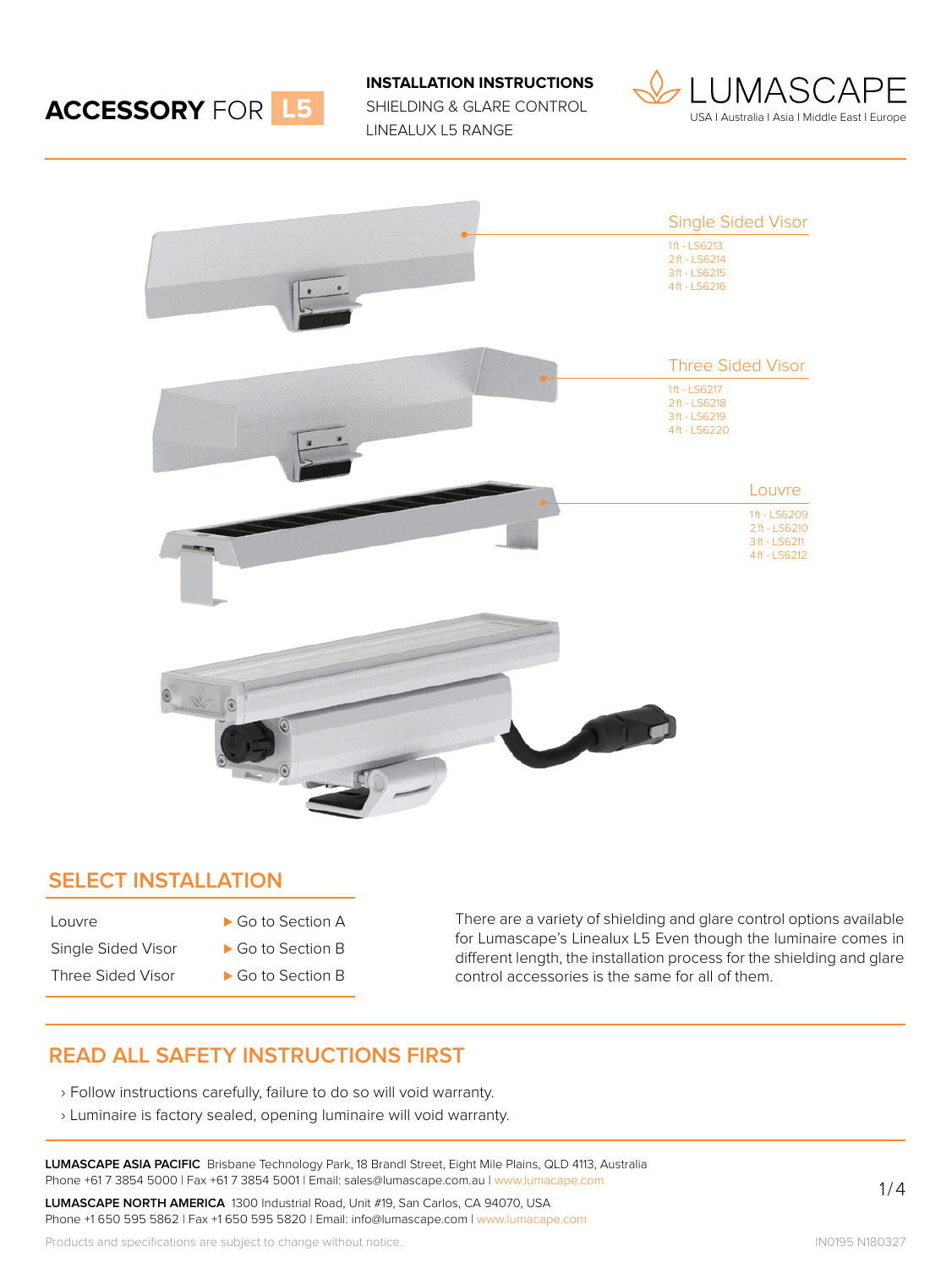# ACCESSORY FOR L5

**INSTALLATION INSTRUCTIONS**
SHIELDING & GLARE CONTROL
LINEALUX L5 RANGE

LUMASCAPE
USA I Australia I Asia I Middle East I Europe

Single Sided Visor
1 ft - LS6213
2 ft - LS6214
3 ft - LS6215
4 ft - LS6216

Three Sided Visor
1 ft - LS6217
2 ft - LS6218
3 ft - LS6219
4 ft - LS6220

Louvre
1 ft - LS6209
2 ft - LS6210
3 ft - LS6211
4 ft - LS6212

## SELECT INSTALLATION

| | |
|---|---|
| Louvre | ▶ Go to Section A |
| Single Sided Visor | ▶ Go to Section B |
| Three Sided Visor | ▶ Go to Section B |

There are a variety of shielding and glare control options available for Lumascape's Linealux L5 Even though the luminaire comes in different length, the installation process for the shielding and glare control accessories is the same for all of them.

## READ ALL SAFETY INSTRUCTIONS FIRST

› Follow instructions carefully, failure to do so will void warranty.
› Luminaire is factory sealed, opening luminaire will void warranty.

**LUMASCAPE ASIA PACIFIC** Brisbane Technology Park, 18 Brandl Street, Eight Mile Plains, QLD 4113, Australia
Phone +61 7 3854 5000 I Fax +61 7 3854 5001 I Email: sales@lumascape.com.au I www.lumacape.com

**LUMASCAPE NORTH AMERICA** 1300 Industrial Road, Unit #19, San Carlos, CA 94070, USA
Phone +1 650 595 5862 I Fax +1 650 595 5820 I Email: info@lumascape.com I www.lumacape.com

Products and specifications are subject to change without notice.

IN0195 N180327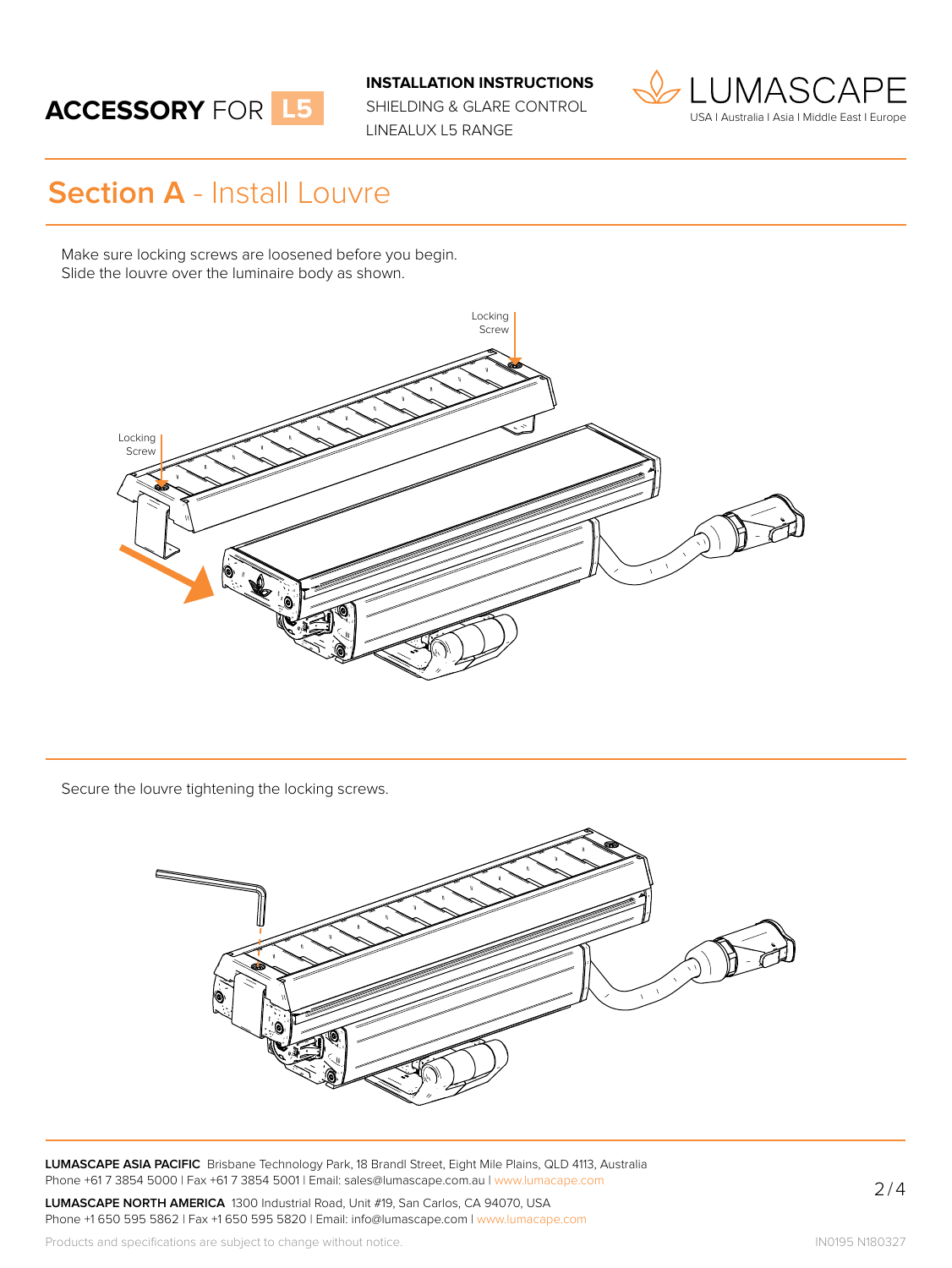**ACCESSORY** FOR **L5**

**INSTALLATION INSTRUCTIONS**
SHIELDING & GLARE CONTROL
LINEALUX L5 RANGE

LUMASCAPE
USA I Australia I Asia I Middle East I Europe

## **Section A** - Install Louvre

Make sure locking screws are loosened before you begin.
Slide the louvre over the luminaire body as shown.

Locking Screw

Locking Screw

Secure the louvre tightening the locking screws.

**LUMASCAPE ASIA PACIFIC** Brisbane Technology Park, 18 Brandl Street, Eight Mile Plains, QLD 4113, Australia
Phone +61 7 3854 5000 I Fax +61 7 3854 5001 I Email: sales@lumascape.com.au I www.lumascape.com

**LUMASCAPE NORTH AMERICA** 1300 Industrial Road, Unit #19, San Carlos, CA 94070, USA
Phone +1 650 595 5862 I Fax +1 650 595 5820 I Email: info@lumascape.com I www.lumacape.com

Products and specifications are subject to change without notice.

IN0195 N180327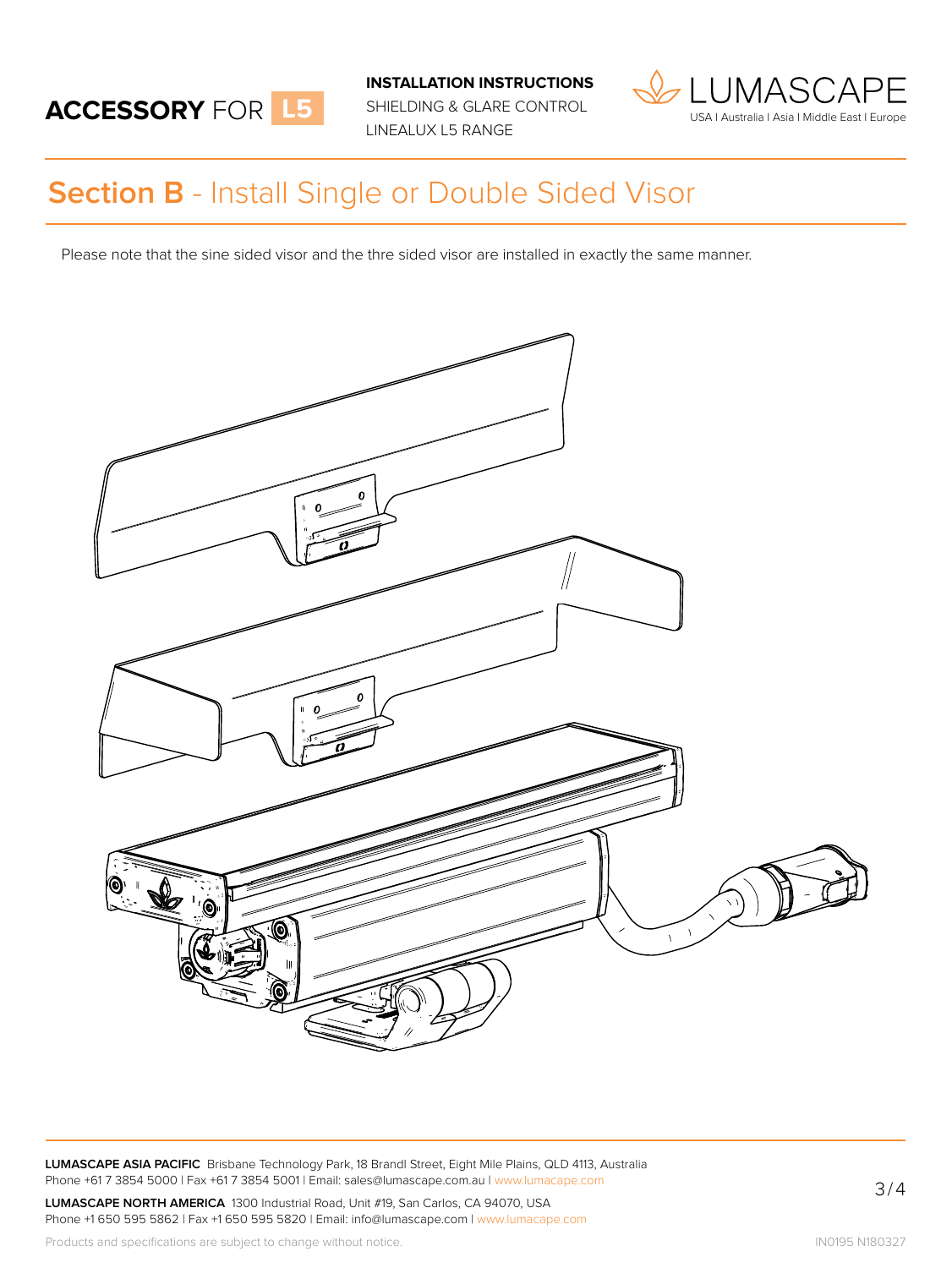**ACCESSORY FOR L5**

**INSTALLATION INSTRUCTIONS**
SHIELDING & GLARE CONTROL
LINEALUX L5 RANGE

LUMASCAPE
USA I Australia I Asia I Middle East I Europe

## Section B - Install Single or Double Sided Visor

Please note that the sine sided visor and the thre sided visor are installed in exactly the same manner.

**LUMASCAPE ASIA PACIFIC** Brisbane Technology Park, 18 Brandl Street, Eight Mile Plains, QLD 4113, Australia
Phone +61 7 3854 5000 | Fax +61 7 3854 5001 | Email: sales@lumascape.com.au | www.lumacape.com

**LUMASCAPE NORTH AMERICA** 1300 Industrial Road, Unit #19, San Carlos, CA 94070, USA
Phone +1 650 595 5862 | Fax +1 650 595 5820 | Email: info@lumascape.com | www.lumacape.com

Products and specifications are subject to change without notice.

IN0195 N180327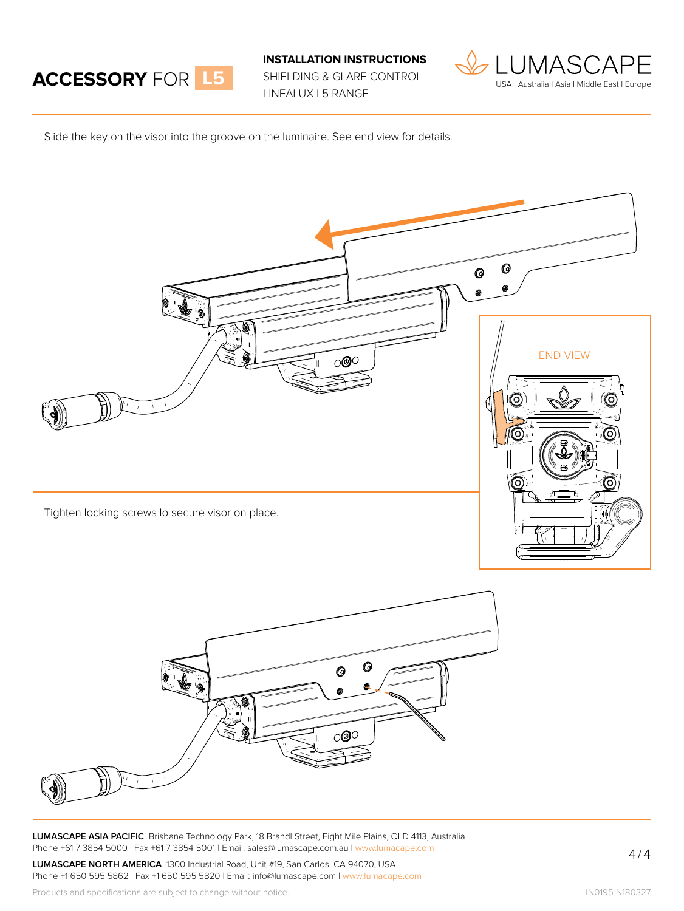# ACCESSORY FOR L5

**INSTALLATION INSTRUCTIONS**
SHIELDING & GLARE CONTROL
LINEALUX L5 RANGE

LUMASCAPE
USA I Australia I Asia I Middle East I Europe

Slide the key on the visor into the groove on the luminaire. See end view for details.

END VIEW

Tighten locking screws lo secure visor on place.

**LUMASCAPE ASIA PACIFIC** Brisbane Technology Park, 18 Brandl Street, Eight Mile Plains, QLD 4113, Australia
Phone +61 7 3854 5000 I Fax +61 7 3854 5001 I Email: sales@lumascape.com.au I www.lumacape.com

**LUMASCAPE NORTH AMERICA** 1300 Industrial Road, Unit #19, San Carlos, CA 94070, USA
Phone +1 650 595 5862 I Fax +1 650 595 5820 I Email: info@lumascape.com I www.lumacape.com

Products and specifications are subject to change without notice.

IN0195 N180327